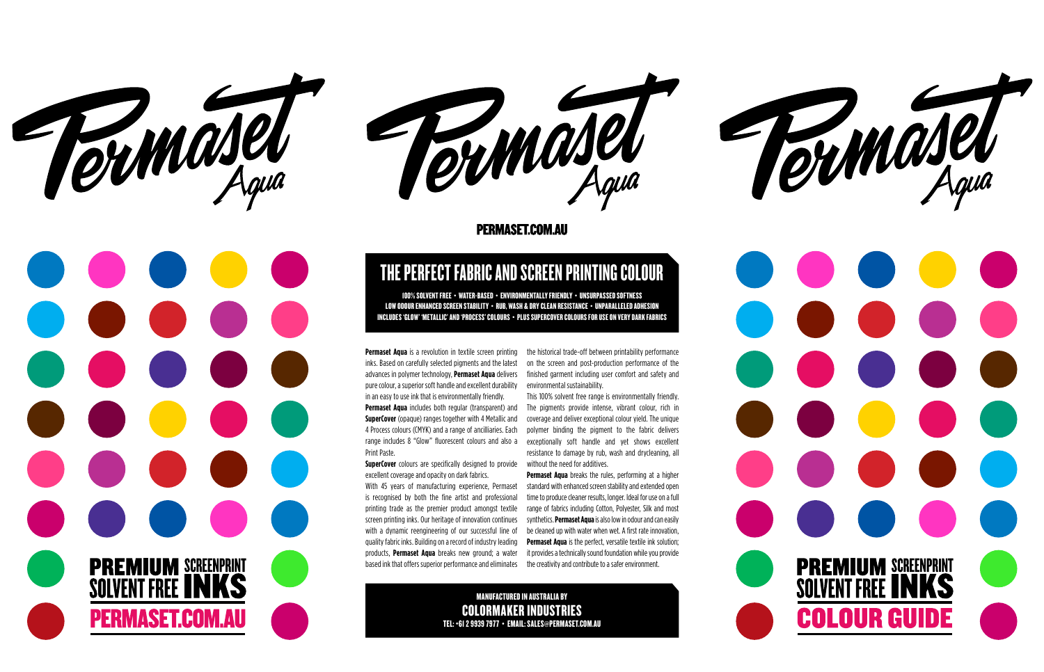Permaset Aqua

**PREMIUM SCREENPRINT SOLVENT FREE INKS**

**PERMASET.COM.AU**

Permaset Aqua

**PERMASET.COM.AU**

# THE PERFECT FABRIC AND SCREEN PRINTING COLOUR

**100% SOLVENT FREE • WATER-BASED • ENVIRONMENTALLY FRIENDLY • UNSURPASSED SOFTNESS**
**LOW ODOUR ENHANCED SCREEN STABILITY • RUB, WASH & DRY CLEAN RESISTANCE • UNPARALLELED ADHESION**
**INCLUDES 'GLOW' 'METALLIC' AND 'PROCESS' COLOURS • PLUS SUPERCOVER COLOURS FOR USE ON VERY DARK FABRICS**

**Permaset Aqua** is a revolution in textile screen printing inks. Based on carefully selected pigments and the latest advances in polymer technology, **Permaset Aqua** delivers pure colour, a superior soft handle and excellent durability in an easy to use ink that is environmentally friendly.

**Permaset Aqua** includes both regular (transparent) and **SuperCover** (opaque) ranges together with 4 Metallic and 4 Process colours (CMYK) and a range of ancilliaries. Each range includes 8 "Glow" fluorescent colours and also a Print Paste.

**SuperCover** colours are specifically designed to provide excellent coverage and opacity on dark fabrics.

With 45 years of manufacturing experience, Permaset is recognised by both the fine artist and professional printing trade as the premier product amongst textile screen printing inks. Our heritage of innovation continues with a dynamic reengineering of our successful line of quality fabric inks. Building on a record of industry leading products, **Permaset Aqua** breaks new ground; a water based ink that offers superior performance and eliminates the historical trade-off between printability performance on the screen and post-production performance of the finished garment including user comfort and safety and environmental sustainability.

This 100% solvent free range is environmentally friendly. The pigments provide intense, vibrant colour, rich in coverage and deliver exceptional colour yield. The unique polymer binding the pigment to the fabric delivers exceptionally soft handle and yet shows excellent resistance to damage by rub, wash and drycleaning, all without the need for additives.

**Permaset Aqua** breaks the rules, performing at a higher standard with enhanced screen stability and extended open time to produce cleaner results, longer. Ideal for use on a full range of fabrics including Cotton, Polyester, Silk and most synthetics. **Permaset Aqua** is also low in odour and can easily be cleaned up with water when wet. A first rate innovation, **Permaset Aqua** is the perfect, versatile textile ink solution; it provides a technically sound foundation while you provide the creativity and contribute to a safer environment.

**MANUFACTURED IN AUSTRALIA BY**
**COLORMAKER INDUSTRIES**
**TEL: +61 2 9939 7977 • EMAIL: SALES@PERMASET.COM.AU**

Permaset Aqua

**PREMIUM SCREENPRINT SOLVENT FREE INKS**

**COLOUR GUIDE**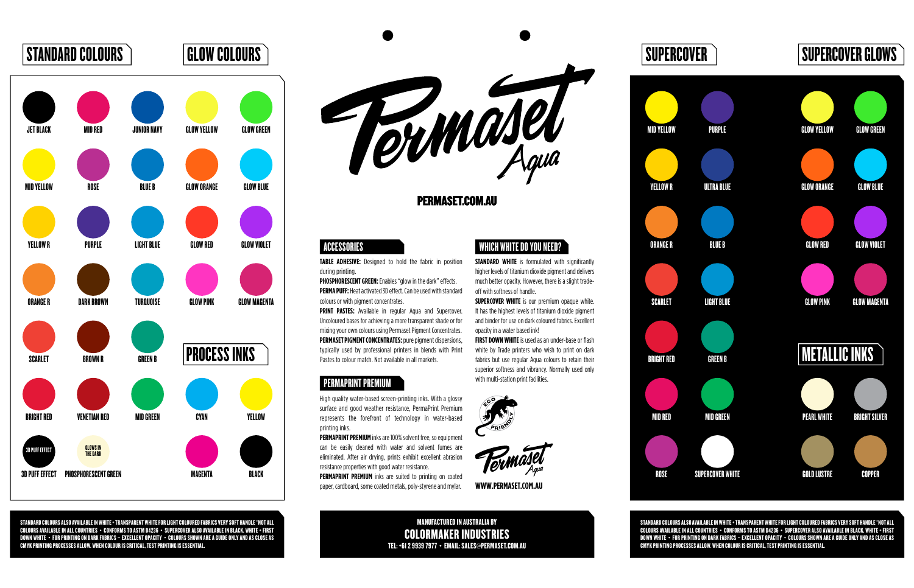## STANDARD COLOURS

JET BLACK
MID RED
JUNIOR NAVY
MID YELLOW
ROSE
BLUE B
YELLOW R
PURPLE
LIGHT BLUE
ORANGE R
DARK BROWN
TURQUOISE
SCARLET
BROWN R
GREEN B
BRIGHT RED
VENETIAN RED
MID GREEN
3D PUFF EFFECT
GLOWS IN THE DARK
3D PUFF EFFECT
PHOSPHORESCENT GREEN

## GLOW COLOURS

GLOW YELLOW
GLOW GREEN
GLOW ORANGE
GLOW BLUE
GLOW RED
GLOW VIOLET
GLOW PINK
GLOW MAGENTA

## PROCESS INKS

CYAN
YELLOW
MAGENTA
BLACK

STANDARD COLOURS ALSO AVAILABLE IN WHITE • TRANSPARENT WHITE FOR LIGHT COLOURED FABRICS VERY SOFT HANDLE *NOT ALL COLOURS AVAILABLE IN ALL COUNTRIES • CONFORMS TO ASTM D4236 • SUPERCOVER ALSO AVAILABLE IN BLACK, WHITE • FIRST DOWN WHITE • FOR PRINTING ON DARK FABRICS – EXCELLENT OPACITY • COLOURS SHOWN ARE A GUIDE ONLY AND AS CLOSE AS CMYK PRINTING PROCESSES ALLOW. WHEN COLOUR IS CRITICAL, TEST PRINTING IS ESSENTIAL.

# Permaset Aqua

PERMASET.COM.AU

## ACCESSORIES

**TABLE ADHESIVE:** Designed to hold the fabric in position during printing.

**PHOSPHORESCENT GREEN:** Enables "glow in the dark" effects.

**PERMA PUFF:** Heat activated 3D effect. Can be used with standard colours or with pigment concentrates.

**PRINT PASTES:** Available in regular Aqua and Supercover. Uncoloured bases for achieving a more transparent shade or for mixing your own colours using Permaset Pigment Concentrates.

**PERMASET PIGMENT CONCENTRATES:** pure pigment dispersions, typically used by professional printers in blends with Print Pastes to colour match. Not available in all markets.

## PERMAPRINT PREMIUM

High quality water-based screen-printing inks. With a glossy surface and good weather resistance, PermaPrint Premium represents the forefront of technology in water-based printing inks.

**PERMAPRINT PREMIUM** inks are 100% solvent free, so equipment can be easily cleaned with water and solvent fumes are eliminated. After air drying, prints exhibit excellent abrasion resistance properties with good water resistance.

**PERMAPRINT PREMIUM** inks are suited to printing on coated paper, cardboard, some coated metals, poly-styrene and mylar.

## WHICH WHITE DO YOU NEED?

**STANDARD WHITE** is formulated with significantly higher levels of titanium dioxide pigment and delivers much better opacity. However, there is a slight trade-off with softness of handle.

**SUPERCOVER WHITE** is our premium opaque white. It has the highest levels of titanium dioxide pigment and binder for use on dark coloured fabrics. Excellent opacity in a water based ink!

**FIRST DOWN WHITE** is used as an under-base or flash white by Trade printers who wish to print on dark fabrics but use regular Aqua colours to retain their superior softness and vibrancy. Normally used only with multi-station print facilities.

ECO FRIENDLY

Permaset Aqua

WWW.PERMASET.COM.AU

MANUFACTURED IN AUSTRALIA BY

**COLORMAKER INDUSTRIES**

TEL: +61 2 9939 7977 • EMAIL: SALES@PERMASET.COM.AU

## SUPERCOVER

MID YELLOW
PURPLE
YELLOW R
ULTRA BLUE
ORANGE R
BLUE B
SCARLET
LIGHT BLUE
BRIGHT RED
GREEN B
MID RED
MID GREEN
ROSE
SUPERCOVER WHITE

## SUPERCOVER GLOWS

GLOW YELLOW
GLOW GREEN
GLOW ORANGE
GLOW BLUE
GLOW RED
GLOW VIOLET
GLOW PINK
GLOW MAGENTA

## METALLIC INKS

PEARL WHITE
BRIGHT SILVER
GOLD LUSTRE
COPPER

STANDARD COLOURS ALSO AVAILABLE IN WHITE • TRANSPARENT WHITE FOR LIGHT COLOURED FABRICS VERY SOFT HANDLE *NOT ALL COLOURS AVAILABLE IN ALL COUNTRIES • CONFORMS TO ASTM D4236 • SUPERCOVER ALSO AVAILABLE IN BLACK, WHITE • FIRST DOWN WHITE • FOR PRINTING ON DARK FABRICS – EXCELLENT OPACITY • COLOURS SHOWN ARE A GUIDE ONLY AND AS CLOSE AS CMYK PRINTING PROCESSES ALLOW. WHEN COLOUR IS CRITICAL, TEST PRINTING IS ESSENTIAL.